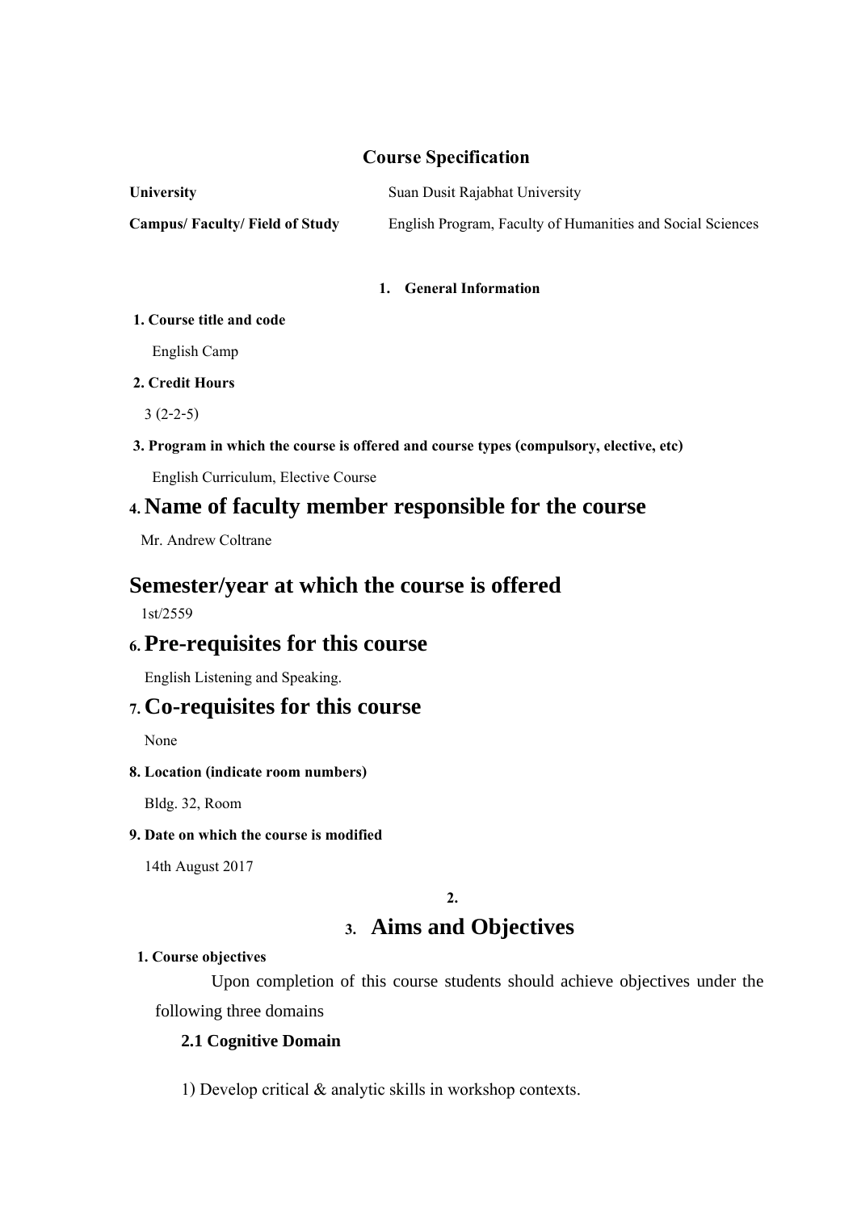# Course Specification

**University** Suan Dusit Rajabhat University

**Campus/ Faculty/ Field of Study** English Program, Faculty of Humanities and Social Sciences

## 1. General Information

**1. Course title and code**

English Camp

**2. Credit Hours**

3 (2-2-5)

**3. Program in which the course is offered and course types (compulsory, elective, etc)**

English Curriculum, Elective Course

## 4. Name of faculty member responsible for the course

Mr. Andrew Coltrane

## Semester/year at which the course is offered

1st/2559

## 6. Pre-requisites for this course

English Listening and Speaking.

## 7. Co-requisites for this course

None

**8. Location (indicate room numbers)**

Bldg. 32, Room

**9. Date on which the course is modified**

14th August 2017

**2.**

## 3. Aims and Objectives

**1. Course objectives**

Upon completion of this course students should achieve objectives under the following three domains

### 2.1 Cognitive Domain

1) Develop critical & analytic skills in workshop contexts.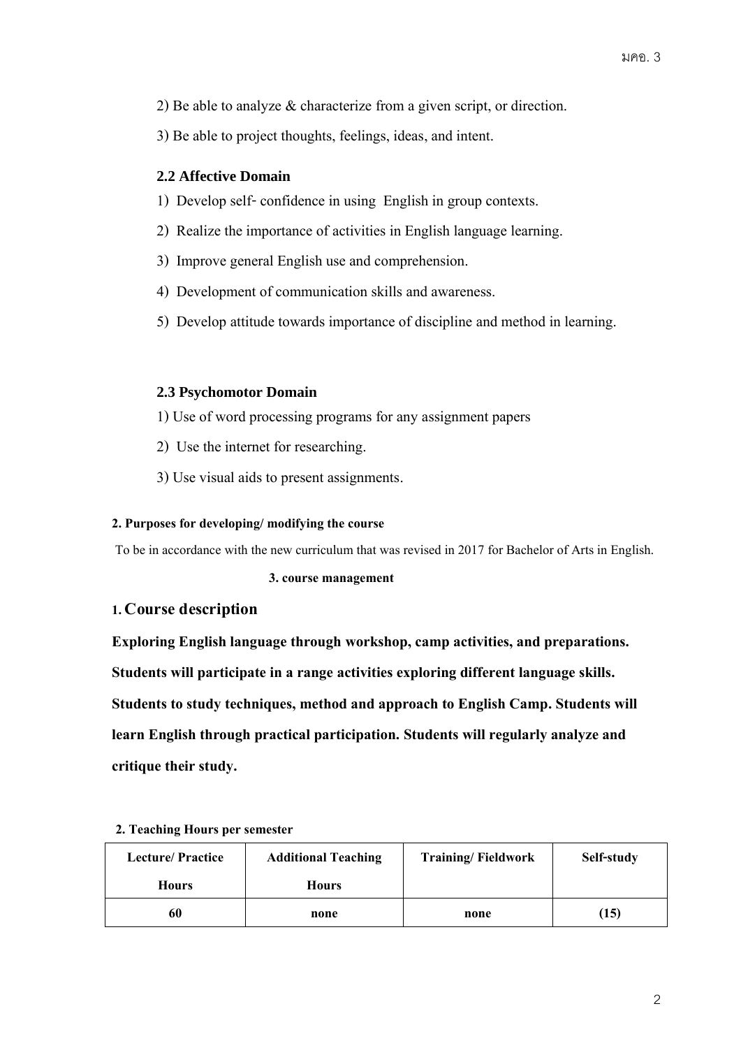2) Be able to analyze & characterize from a given script, or direction.

3) Be able to project thoughts, feelings, ideas, and intent.

### 2.2 Affective Domain

1) Develop self- confidence in using English in group contexts.

2) Realize the importance of activities in English language learning.

3) Improve general English use and comprehension.

4) Development of communication skills and awareness.

5) Develop attitude towards importance of discipline and method in learning.

### 2.3 Psychomotor Domain

1) Use of word processing programs for any assignment papers

2) Use the internet for researching.

3) Use visual aids to present assignments.

**2. Purposes for developing/ modifying the course**

To be in accordance with the new curriculum that was revised in 2017 for Bachelor of Arts in English.

**3. course management**

## 1. Course description

**Exploring English language through workshop, camp activities, and preparations. Students will participate in a range activities exploring different language skills. Students to study techniques, method and approach to English Camp. Students will learn English through practical participation. Students will regularly analyze and critique their study.**

**2. Teaching Hours per semester**

| Lecture/ Practice Hours | Additional Teaching Hours | Training/ Fieldwork | Self-study |
|---|---|---|---|
| 60 | none | none | (15) |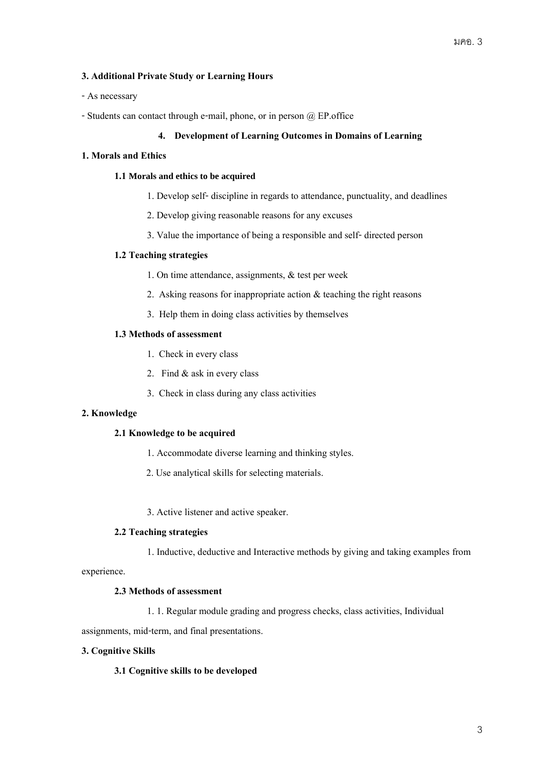**3. Additional Private Study or Learning Hours**

- As necessary

- Students can contact through e-mail, phone, or in person @ EP.office

## 4. Development of Learning Outcomes in Domains of Learning

**1. Morals and Ethics**

**1.1 Morals and ethics to be acquired**

1. Develop self- discipline in regards to attendance, punctuality, and deadlines
2. Develop giving reasonable reasons for any excuses
3. Value the importance of being a responsible and self- directed person

**1.2 Teaching strategies**

1. On time attendance, assignments, & test per week
2. Asking reasons for inappropriate action & teaching the right reasons
3. Help them in doing class activities by themselves

**1.3 Methods of assessment**

1. Check in every class
2. Find & ask in every class
3. Check in class during any class activities

**2. Knowledge**

**2.1 Knowledge to be acquired**

1. Accommodate diverse learning and thinking styles.
2. Use analytical skills for selecting materials.
3. Active listener and active speaker.

**2.2 Teaching strategies**

1. Inductive, deductive and Interactive methods by giving and taking examples from experience.

**2.3 Methods of assessment**

1. 1. Regular module grading and progress checks, class activities, Individual assignments, mid-term, and final presentations.

**3. Cognitive Skills**

**3.1 Cognitive skills to be developed**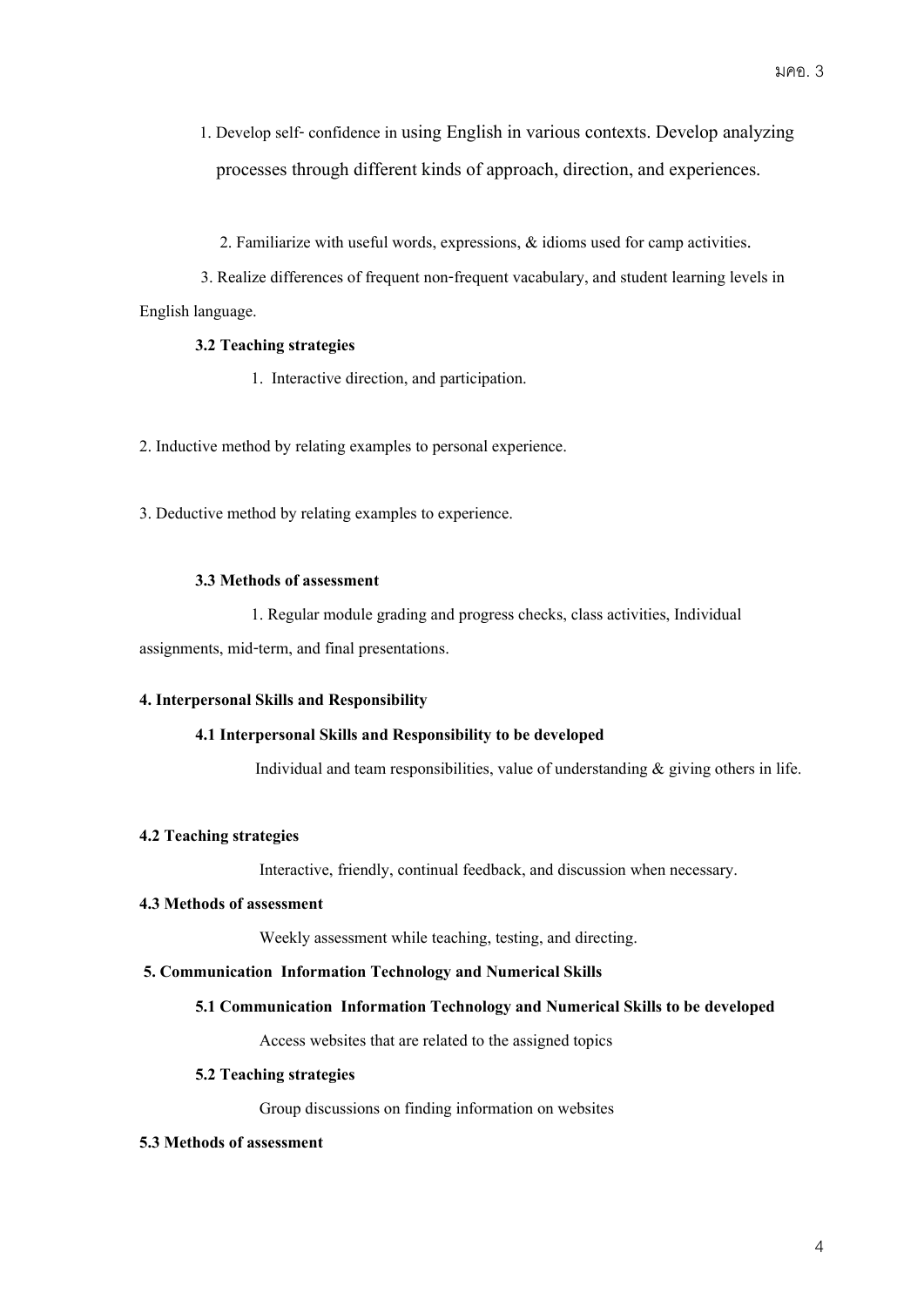1. Develop self- confidence in using English in various contexts. Develop analyzing processes through different kinds of approach, direction, and experiences.

2. Familiarize with useful words, expressions, & idioms used for camp activities.

3. Realize differences of frequent non-frequent vacabulary, and student learning levels in English language.

**3.2 Teaching strategies**

1. Interactive direction, and participation.

2. Inductive method by relating examples to personal experience.

3. Deductive method by relating examples to experience.

**3.3 Methods of assessment**

1. Regular module grading and progress checks, class activities, Individual assignments, mid-term, and final presentations.

**4. Interpersonal Skills and Responsibility**

**4.1 Interpersonal Skills and Responsibility to be developed**

Individual and team responsibilities, value of understanding & giving others in life.

**4.2 Teaching strategies**

Interactive, friendly, continual feedback, and discussion when necessary.

**4.3 Methods of assessment**

Weekly assessment while teaching, testing, and directing.

**5. Communication Information Technology and Numerical Skills**

**5.1 Communication Information Technology and Numerical Skills to be developed**

Access websites that are related to the assigned topics

**5.2 Teaching strategies**

Group discussions on finding information on websites

**5.3 Methods of assessment**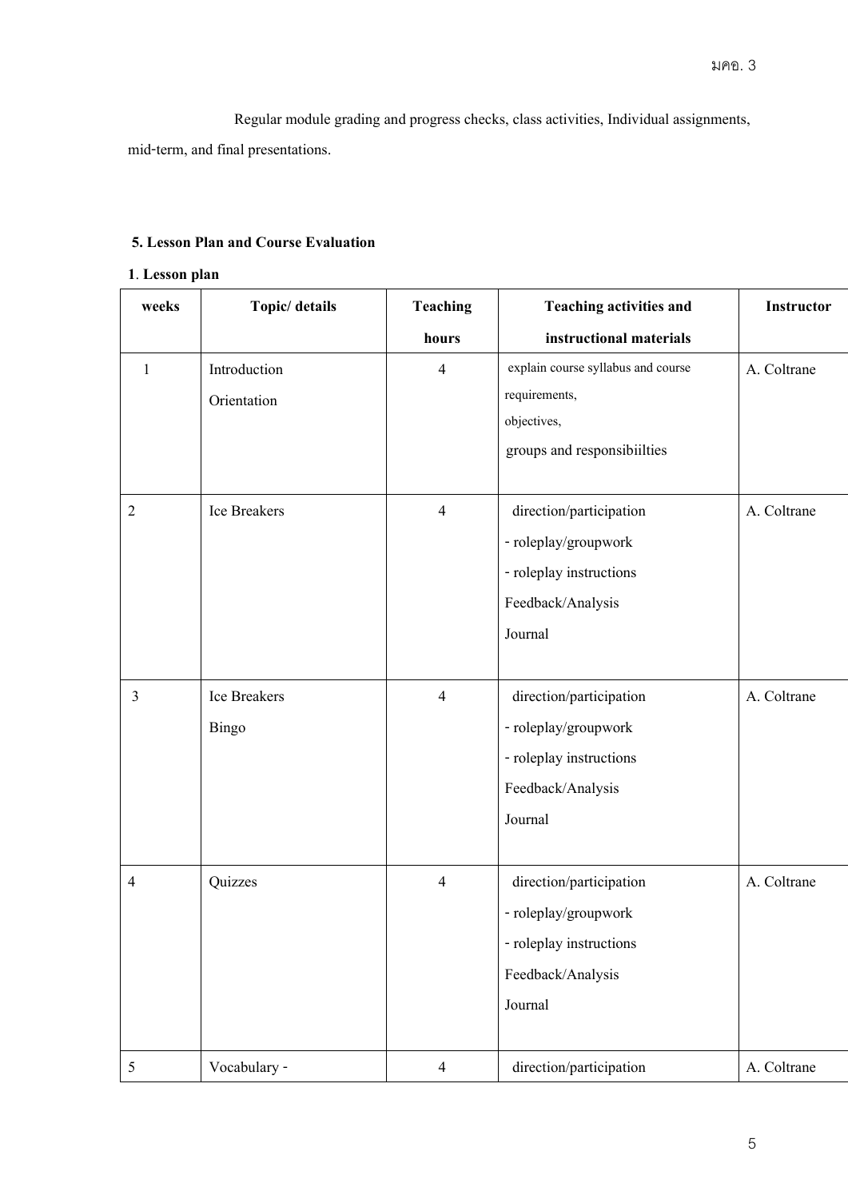Regular module grading and progress checks, class activities, Individual assignments, mid-term, and final presentations.

**5. Lesson Plan and Course Evaluation**

**1. Lesson plan**

| weeks | Topic/ details | Teaching hours | Teaching activities and instructional materials | Instructor |
|---|---|---|---|---|
| 1 | Introduction<br>Orientation | 4 | explain course syllabus and course requirements,<br>objectives,<br>groups and responsibiilties | A. Coltrane |
| 2 | Ice Breakers | 4 | direction/participation<br>- roleplay/groupwork<br>- roleplay instructions<br>Feedback/Analysis<br>Journal | A. Coltrane |
| 3 | Ice Breakers<br>Bingo | 4 | direction/participation<br>- roleplay/groupwork<br>- roleplay instructions<br>Feedback/Analysis<br>Journal | A. Coltrane |
| 4 | Quizzes | 4 | direction/participation<br>- roleplay/groupwork<br>- roleplay instructions<br>Feedback/Analysis<br>Journal | A. Coltrane |
| 5 | Vocabulary - | 4 | direction/participation | A. Coltrane |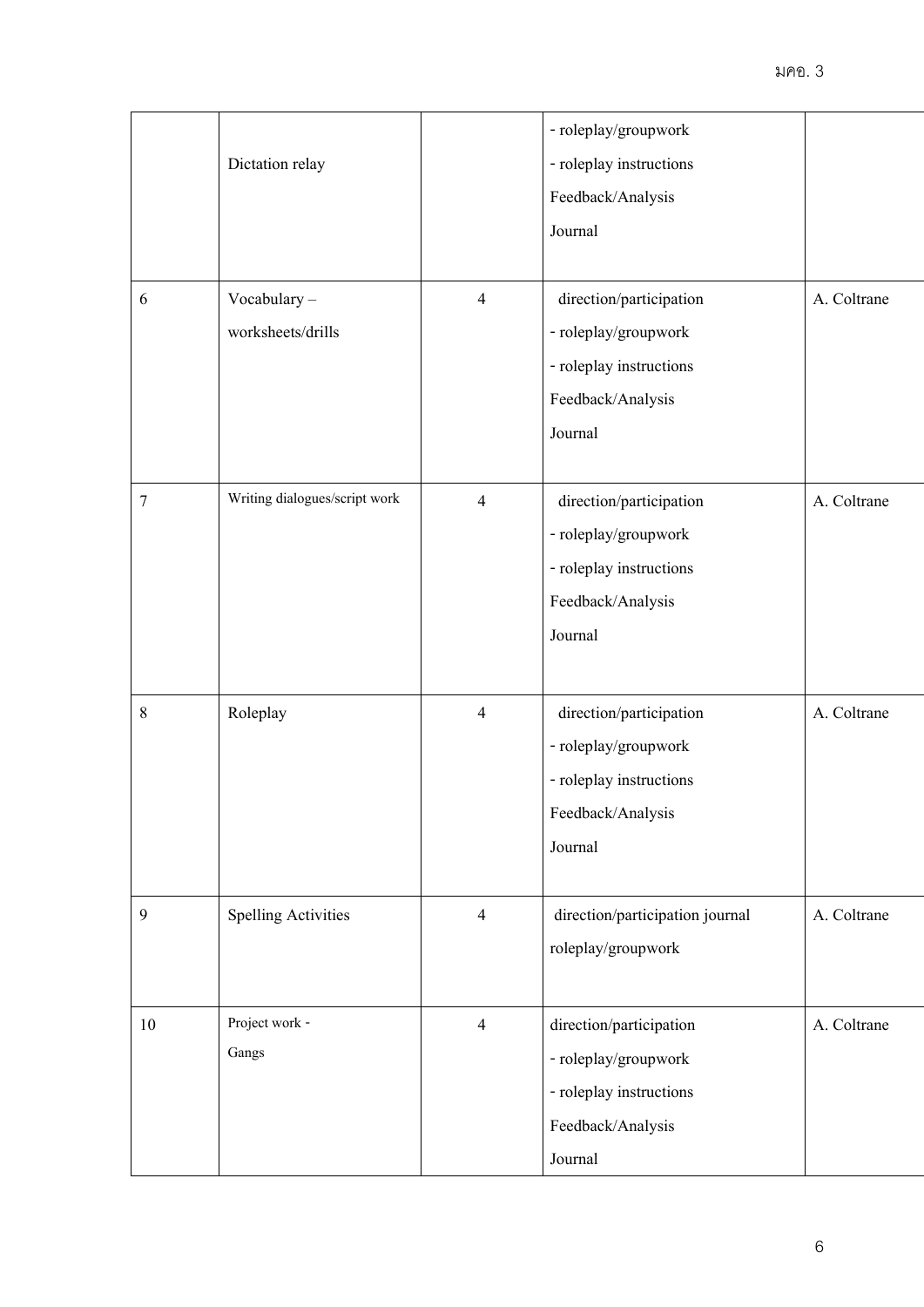| | | | | |
|---|---|---|---|---|
| | Dictation relay | | - roleplay/groupwork<br>- roleplay instructions<br>Feedback/Analysis<br>Journal | |
| 6 | Vocabulary –<br>worksheets/drills | 4 | direction/participation<br>- roleplay/groupwork<br>- roleplay instructions<br>Feedback/Analysis<br>Journal | A. Coltrane |
| 7 | Writing dialogues/script work | 4 | direction/participation<br>- roleplay/groupwork<br>- roleplay instructions<br>Feedback/Analysis<br>Journal | A. Coltrane |
| 8 | Roleplay | 4 | direction/participation<br>- roleplay/groupwork<br>- roleplay instructions<br>Feedback/Analysis<br>Journal | A. Coltrane |
| 9 | Spelling Activities | 4 | direction/participation journal<br>roleplay/groupwork | A. Coltrane |
| 10 | Project work -<br>Gangs | 4 | direction/participation<br>- roleplay/groupwork<br>- roleplay instructions<br>Feedback/Analysis<br>Journal | A. Coltrane |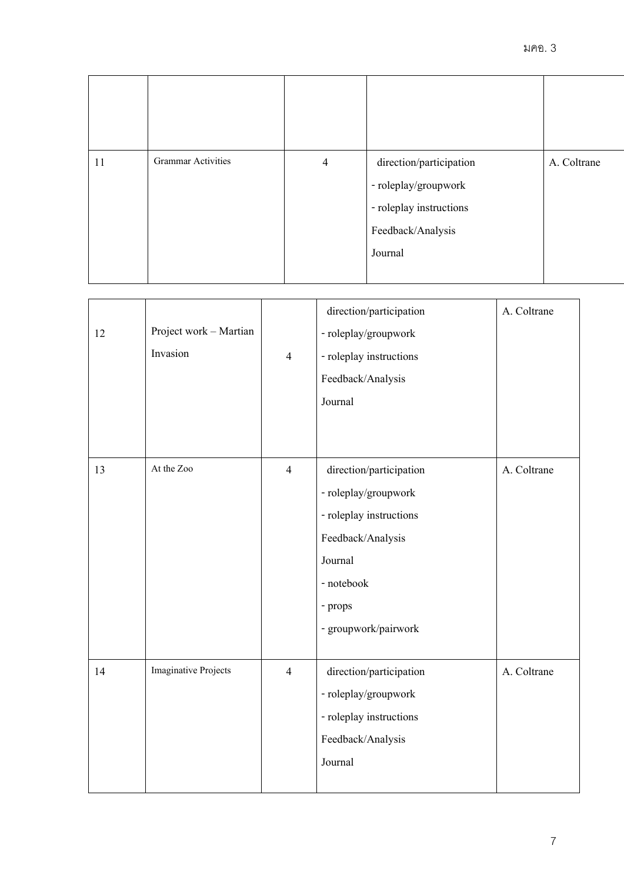| | | | | |
|---|---|---|---|---|
| | | | | |
| 11 | Grammar Activities | 4 | direction/participation<br>- roleplay/groupwork<br>- roleplay instructions<br>Feedback/Analysis<br>Journal | A. Coltrane |
| 12 | Project work – Martian Invasion | 4 | direction/participation<br>- roleplay/groupwork<br>- roleplay instructions<br>Feedback/Analysis<br>Journal | A. Coltrane |
| 13 | At the Zoo | 4 | direction/participation<br>- roleplay/groupwork<br>- roleplay instructions<br>Feedback/Analysis<br>Journal<br>- notebook<br>- props<br>- groupwork/pairwork | A. Coltrane |
| 14 | Imaginative Projects | 4 | direction/participation<br>- roleplay/groupwork<br>- roleplay instructions<br>Feedback/Analysis<br>Journal | A. Coltrane |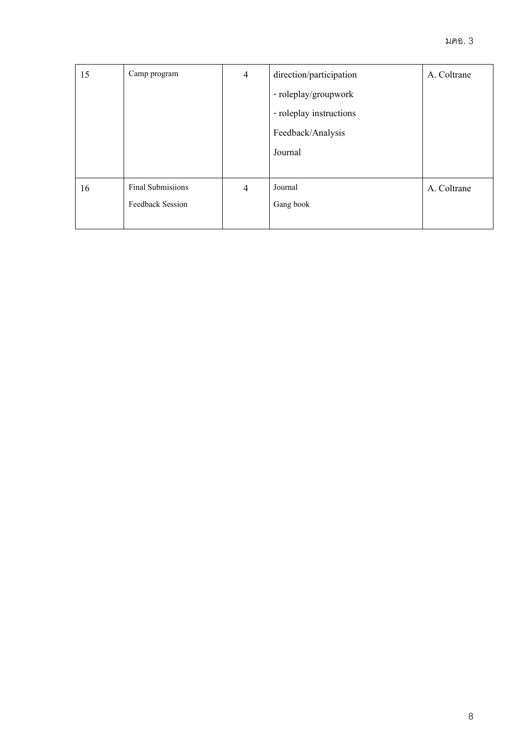| 15 | Camp program | 4 | direction/participation<br>- roleplay/groupwork<br>- roleplay instructions<br>Feedback/Analysis<br>Journal | A. Coltrane |
|---|---|---|---|---|
| 16 | Final Submisiions<br>Feedback Session | 4 | Journal<br>Gang book | A. Coltrane |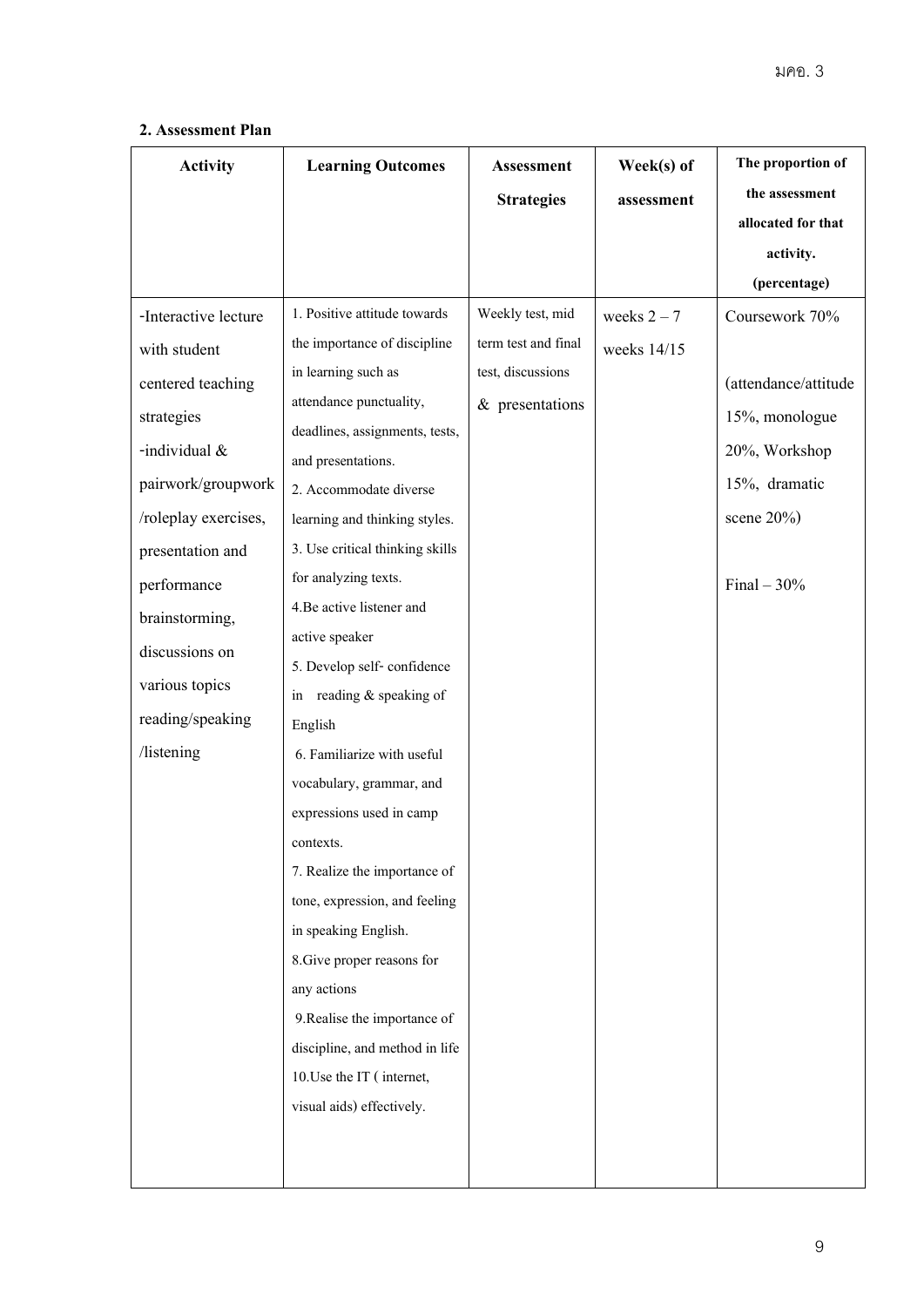**2. Assessment Plan**

| Activity | Learning Outcomes | Assessment Strategies | Week(s) of assessment | The proportion of the assessment allocated for that activity. (percentage) |
|---|---|---|---|---|
| -Interactive lecture with student centered teaching strategies<br>-individual & pairwork/groupwork /roleplay exercises, presentation and performance brainstorming, discussions on various topics reading/speaking /listening | 1. Positive attitude towards the importance of discipline in learning such as attendance punctuality, deadlines, assignments, tests, and presentations.<br>2. Accommodate diverse learning and thinking styles.<br>3. Use critical thinking skills for analyzing texts.<br>4.Be active listener and active speaker<br>5. Develop self- confidence in reading & speaking of English<br>6. Familiarize with useful vocabulary, grammar, and expressions used in camp contexts.<br>7. Realize the importance of tone, expression, and feeling in speaking English.<br>8.Give proper reasons for any actions<br>9.Realise the importance of discipline, and method in life<br>10.Use the IT ( internet, visual aids) effectively. | Weekly test, mid term test and final test, discussions & presentations | weeks 2 – 7<br>weeks 14/15 | Coursework 70%<br><br>(attendance/attitude 15%, monologue 20%, Workshop 15%, dramatic scene 20%)<br><br>Final – 30% |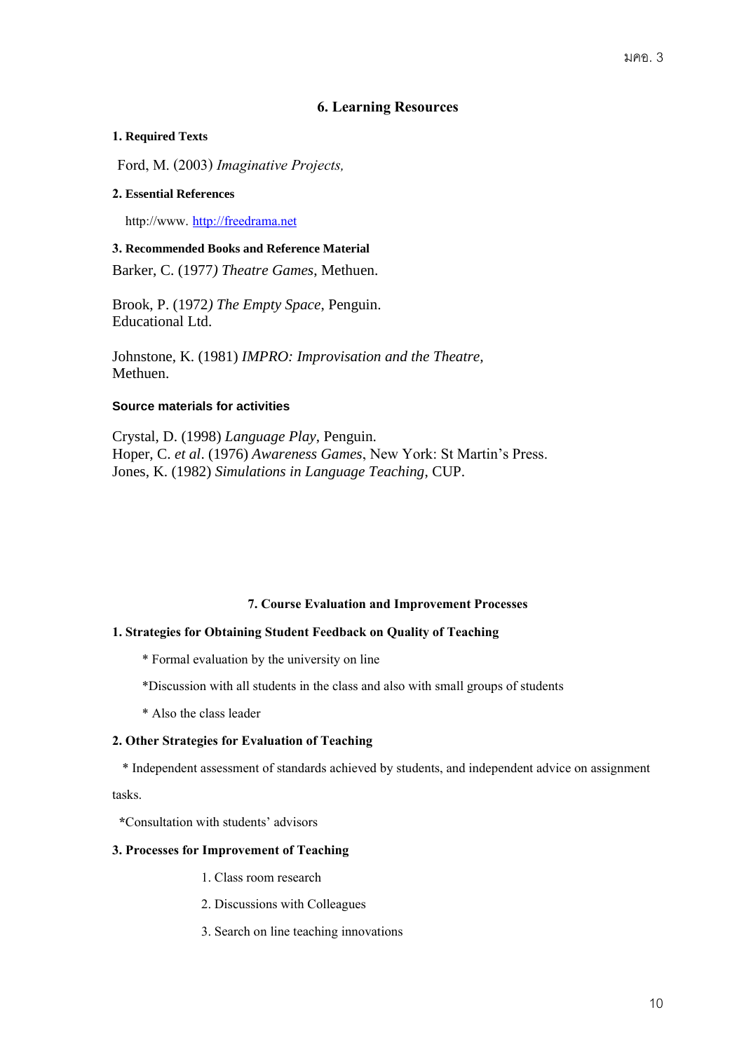## 6. Learning Resources

**1. Required Texts**

Ford, M. (2003) *Imaginative Projects,*

**2. Essential References**

http://www. http://freedrama.net

**3. Recommended Books and Reference Material**

Barker, C. (1977) *Theatre Games*, Methuen.

Brook, P. (1972) *The Empty Space*, Penguin.
Educational Ltd.

Johnstone, K. (1981) *IMPRO: Improvisation and the Theatre,*
Methuen.

**Source materials for activities**

Crystal, D. (1998) *Language Play*, Penguin.
Hoper, C. *et al*. (1976) *Awareness Games*, New York: St Martin's Press.
Jones, K. (1982) *Simulations in Language Teaching*, CUP.

## 7. Course Evaluation and Improvement Processes

**1. Strategies for Obtaining Student Feedback on Quality of Teaching**

* Formal evaluation by the university on line

*Discussion with all students in the class and also with small groups of students

* Also the class leader

**2. Other Strategies for Evaluation of Teaching**

* Independent assessment of standards achieved by students, and independent advice on assignment tasks.

*Consultation with students' advisors

**3. Processes for Improvement of Teaching**

1. Class room research
2. Discussions with Colleagues
3. Search on line teaching innovations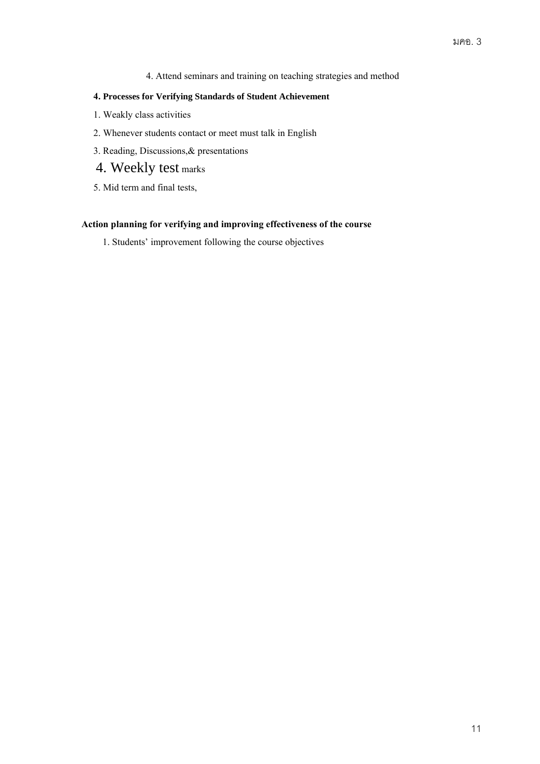4. Attend seminars and training on teaching strategies and method

**4. Processes for Verifying Standards of Student Achievement**

1. Weakly class activities
2. Whenever students contact or meet must talk in English
3. Reading, Discussions,& presentations
4. Weekly test marks
5. Mid term and final tests,

**Action planning for verifying and improving effectiveness of the course**

1. Students' improvement following the course objectives